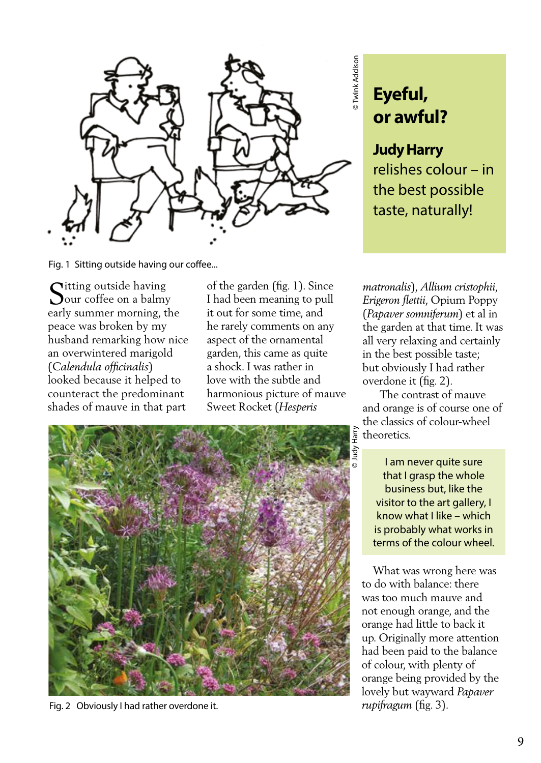# Eyeful, or awful?

**Judy Harry** relishes colour – in the best possible taste, naturally!

Fig. 1 Sitting outside having our coffee...

Sitting outside having our coffee on a balmy early summer morning, the peace was broken by my husband remarking how nice an overwintered marigold (*Calendula officinalis*) looked because it helped to counteract the predominant shades of mauve in that part of the garden (fig. 1). Since I had been meaning to pull it out for some time, and he rarely comments on any aspect of the ornamental garden, this came as quite a shock. I was rather in love with the subtle and harmonious picture of mauve Sweet Rocket (*Hesperis matronalis*), *Allium cristophii*, *Erigeron flettii*, Opium Poppy (*Papaver somniferum*) et al in the garden at that time. It was all very relaxing and certainly in the best possible taste; but obviously I had rather overdone it (fig. 2).

Fig. 2 Obviously I had rather overdone it.

The contrast of mauve and orange is of course one of the classics of colour-wheel theoretics.

> I am never quite sure that I grasp the whole business but, like the visitor to the art gallery, I know what I like – which is probably what works in terms of the colour wheel.

What was wrong here was to do with balance: there was too much mauve and not enough orange, and the orange had little to back it up. Originally more attention had been paid to the balance of colour, with plenty of orange being provided by the lovely but wayward *Papaver rupifragum* (fig. 3).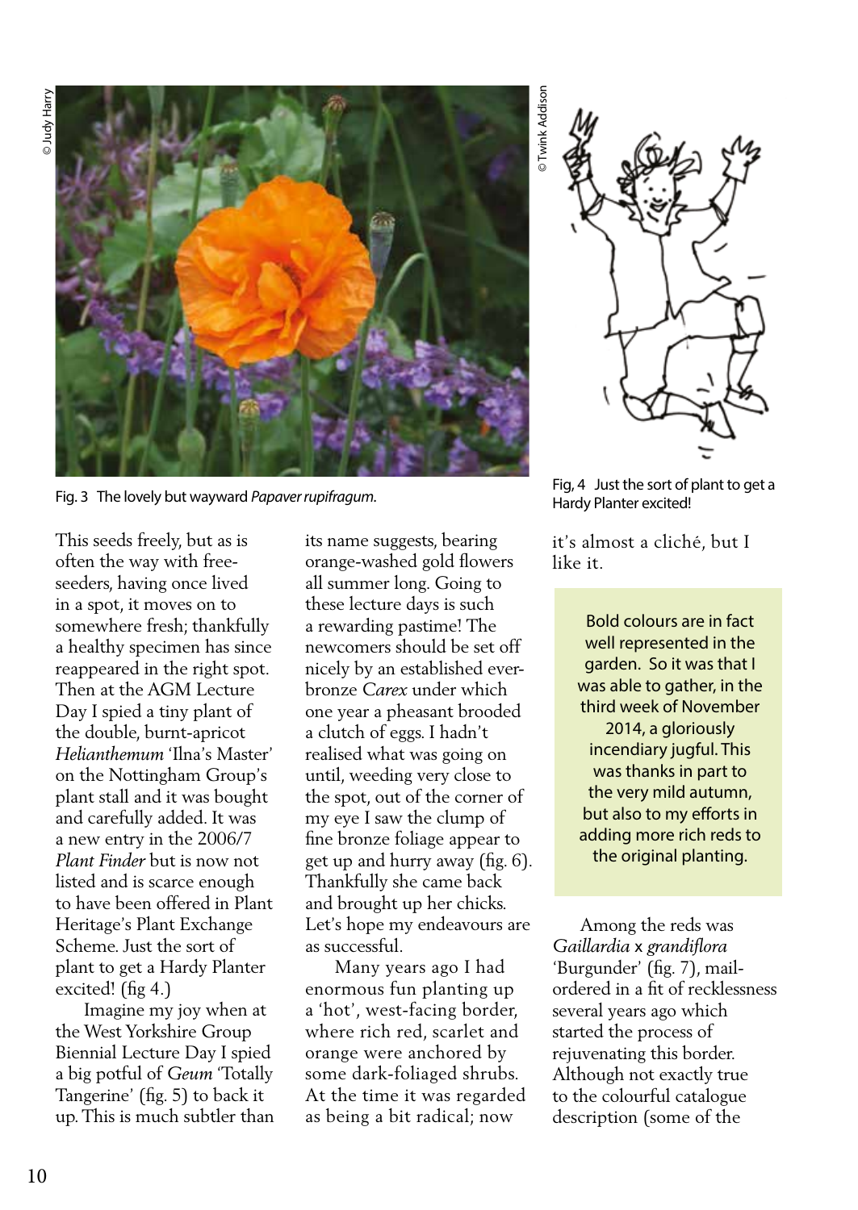© Judy Harry

Fig. 3 The lovely but wayward *Papaver rupifragum*.

© Twink Addison

Fig, 4 Just the sort of plant to get a Hardy Planter excited!

This seeds freely, but as is often the way with free-seeders, having once lived in a spot, it moves on to somewhere fresh; thankfully a healthy specimen has since reappeared in the right spot. Then at the AGM Lecture Day I spied a tiny plant of the double, burnt-apricot *Helianthemum* 'Ilna's Master' on the Nottingham Group's plant stall and it was bought and carefully added. It was a new entry in the 2006/7 *Plant Finder* but is now not listed and is scarce enough to have been offered in Plant Heritage's Plant Exchange Scheme. Just the sort of plant to get a Hardy Planter excited! (fig 4.)

Imagine my joy when at the West Yorkshire Group Biennial Lecture Day I spied a big potful of *Geum* 'Totally Tangerine' (fig. 5) to back it up. This is much subtler than its name suggests, bearing orange-washed gold flowers all summer long. Going to these lecture days is such a rewarding pastime! The newcomers should be set off nicely by an established ever-bronze *Carex* under which one year a pheasant brooded a clutch of eggs. I hadn't realised what was going on until, weeding very close to the spot, out of the corner of my eye I saw the clump of fine bronze foliage appear to get up and hurry away (fig. 6). Thankfully she came back and brought up her chicks. Let's hope my endeavours are as successful.

Many years ago I had enormous fun planting up a 'hot', west-facing border, where rich red, scarlet and orange were anchored by some dark-foliaged shrubs. At the time it was regarded as being a bit radical; now it's almost a cliché, but I like it.

> Bold colours are in fact well represented in the garden. So it was that I was able to gather, in the third week of November 2014, a gloriously incendiary jugful. This was thanks in part to the very mild autumn, but also to my efforts in adding more rich reds to the original planting.

Among the reds was *Gaillardia* x *grandiflora* 'Burgunder' (fig. 7), mail-ordered in a fit of recklessness several years ago which started the process of rejuvenating this border. Although not exactly true to the colourful catalogue description (some of the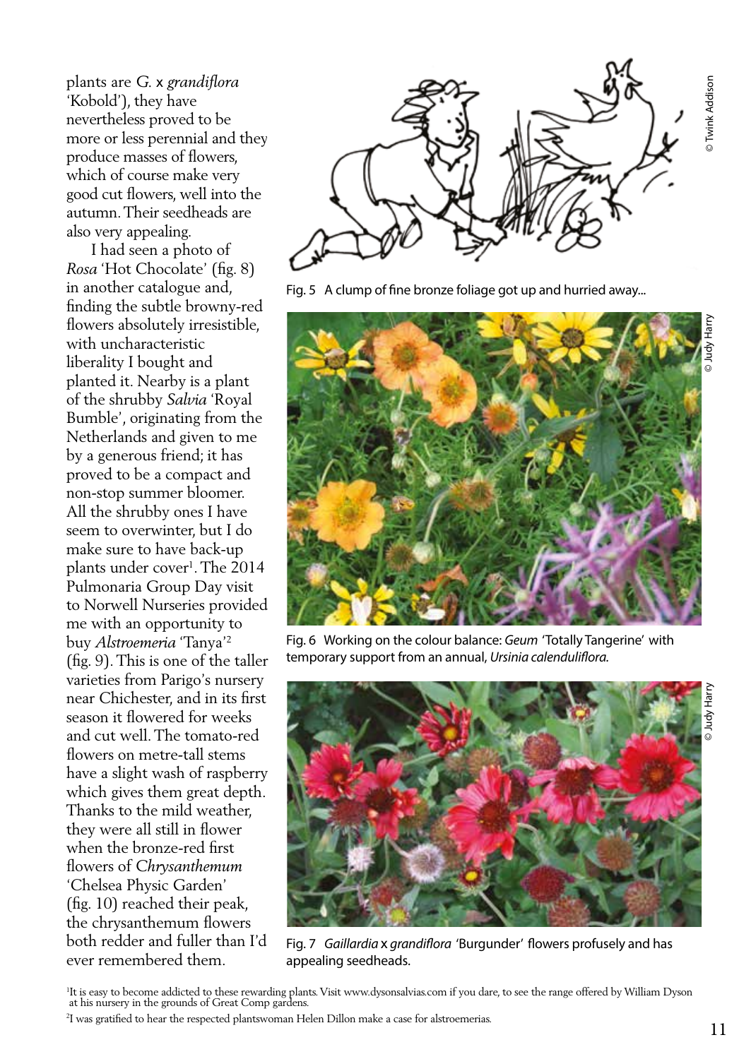plants are *G.* x *grandiflora* 'Kobold'), they have nevertheless proved to be more or less perennial and they produce masses of flowers, which of course make very good cut flowers, well into the autumn. Their seedheads are also very appealing.

I had seen a photo of *Rosa* 'Hot Chocolate' (fig. 8) in another catalogue and, finding the subtle browny-red flowers absolutely irresistible, with uncharacteristic liberality I bought and planted it. Nearby is a plant of the shrubby *Salvia* 'Royal Bumble', originating from the Netherlands and given to me by a generous friend; it has proved to be a compact and non-stop summer bloomer. All the shrubby ones I have seem to overwinter, but I do make sure to have back-up plants under cover[1]. The 2014 Pulmonaria Group Day visit to Norwell Nurseries provided me with an opportunity to buy *Alstroemeria* 'Tanya'[2] (fig. 9). This is one of the taller varieties from Parigo's nursery near Chichester, and in its first season it flowered for weeks and cut well. The tomato-red flowers on metre-tall stems have a slight wash of raspberry which gives them great depth. Thanks to the mild weather, they were all still in flower when the bronze-red first flowers of *Chrysanthemum* 'Chelsea Physic Garden' (fig. 10) reached their peak, the chrysanthemum flowers both redder and fuller than I'd ever remembered them.

© Twink Addison

Fig. 5 A clump of fine bronze foliage got up and hurried away...

© Judy Harry

Fig. 6 Working on the colour balance: *Geum* 'Totally Tangerine' with temporary support from an annual, *Ursinia calenduliflora.*

© Judy Harry

Fig. 7 *Gaillardia* x *grandiflora* 'Burgunder' flowers profusely and has appealing seedheads.

[1]It is easy to become addicted to these rewarding plants. Visit www.dysonsalvias.com if you dare, to see the range offered by William Dyson at his nursery in the grounds of Great Comp gardens.

[2]I was gratified to hear the respected plantswoman Helen Dillon make a case for alstroemerias.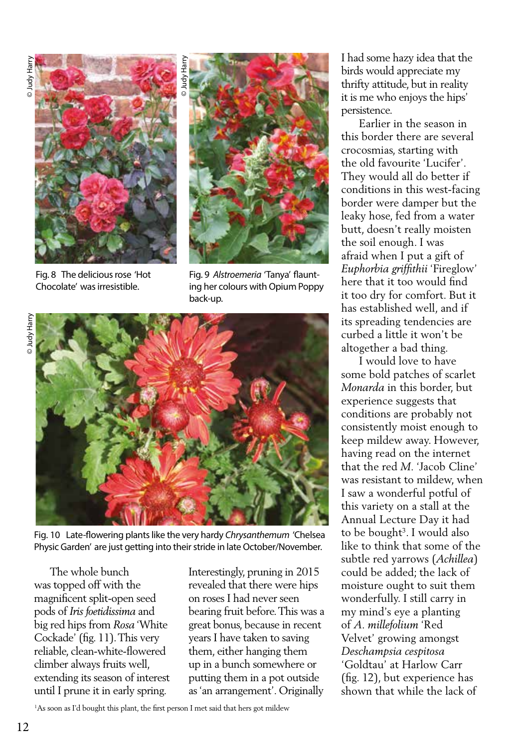Fig. 8 The delicious rose 'Hot Chocolate' was irresistible.

Fig. 9 *Alstroemeria* 'Tanya' flaunting her colours with Opium Poppy back-up.

Fig. 10 Late-flowering plants like the very hardy *Chrysanthemum* 'Chelsea Physic Garden' are just getting into their stride in late October/November.

The whole bunch was topped off with the magnificent split-open seed pods of *Iris foetidissima* and big red hips from *Rosa* 'White Cockade' (fig. 11). This very reliable, clean-white-flowered climber always fruits well, extending its season of interest until I prune it in early spring.

Interestingly, pruning in 2015 revealed that there were hips on roses I had never seen bearing fruit before. This was a great bonus, because in recent years I have taken to saving them, either hanging them up in a bunch somewhere or putting them in a pot outside as 'an arrangement'. Originally I had some hazy idea that the birds would appreciate my thrifty attitude, but in reality it is me who enjoys the hips' persistence.

Earlier in the season in this border there are several crocosmias, starting with the old favourite 'Lucifer'. They would all do better if conditions in this west-facing border were damper but the leaky hose, fed from a water butt, doesn't really moisten the soil enough. I was afraid when I put a gift of *Euphorbia griffithii* 'Fireglow' here that it too would find it too dry for comfort. But it has established well, and if its spreading tendencies are curbed a little it won't be altogether a bad thing.

I would love to have some bold patches of scarlet *Monarda* in this border, but experience suggests that conditions are probably not consistently moist enough to keep mildew away. However, having read on the internet that the red *M.* 'Jacob Cline' was resistant to mildew, when I saw a wonderful potful of this variety on a stall at the Annual Lecture Day it had to be bought[3]. I would also like to think that some of the subtle red yarrows (*Achillea*) could be added; the lack of moisture ought to suit them wonderfully. I still carry in my mind's eye a planting of *A. millefolium* 'Red Velvet' growing amongst *Deschampsia cespitosa* 'Goldtau' at Harlow Carr (fig. 12), but experience has shown that while the lack of

[1]As soon as I'd bought this plant, the first person I met said that hers got mildew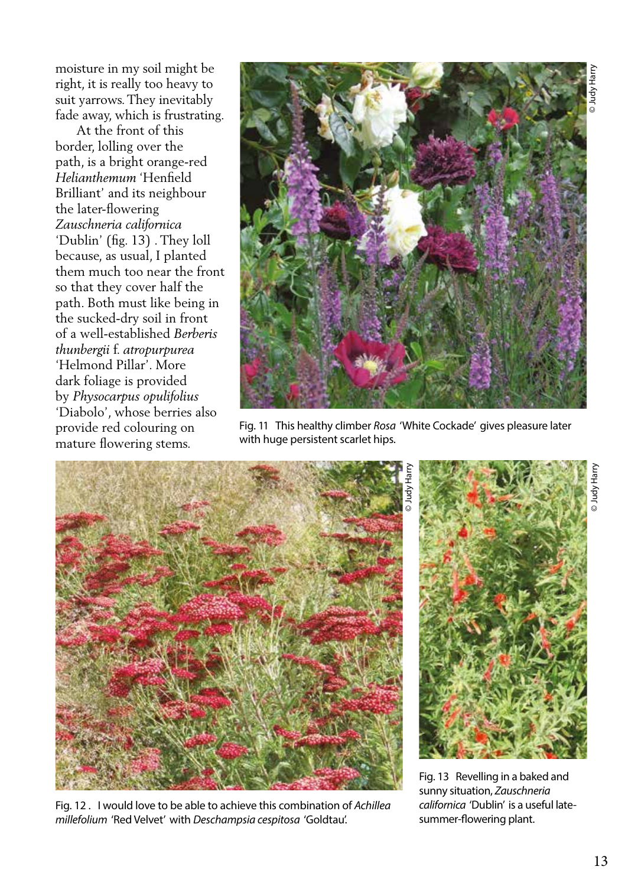moisture in my soil might be right, it is really too heavy to suit yarrows. They inevitably fade away, which is frustrating.

At the front of this border, lolling over the path, is a bright orange-red *Helianthemum* 'Henfield Brilliant' and its neighbour the later-flowering *Zauschneria californica* 'Dublin' (fig. 13) . They loll because, as usual, I planted them much too near the front so that they cover half the path. Both must like being in the sucked-dry soil in front of a well-established *Berberis thunbergii* f. *atropurpurea* 'Helmond Pillar'. More dark foliage is provided by *Physocarpus opulifolius* 'Diabolo', whose berries also provide red colouring on mature flowering stems.

© Judy Harry

Fig. 11 This healthy climber *Rosa* 'White Cockade' gives pleasure later with huge persistent scarlet hips.

© Judy Harry

Fig. 12 . I would love to be able to achieve this combination of *Achillea millefolium* 'Red Velvet' with *Deschampsia cespitosa* 'Goldtau'.

© Judy Harry

Fig. 13 Revelling in a baked and sunny situation, *Zauschneria californica* 'Dublin' is a useful late-summer-flowering plant.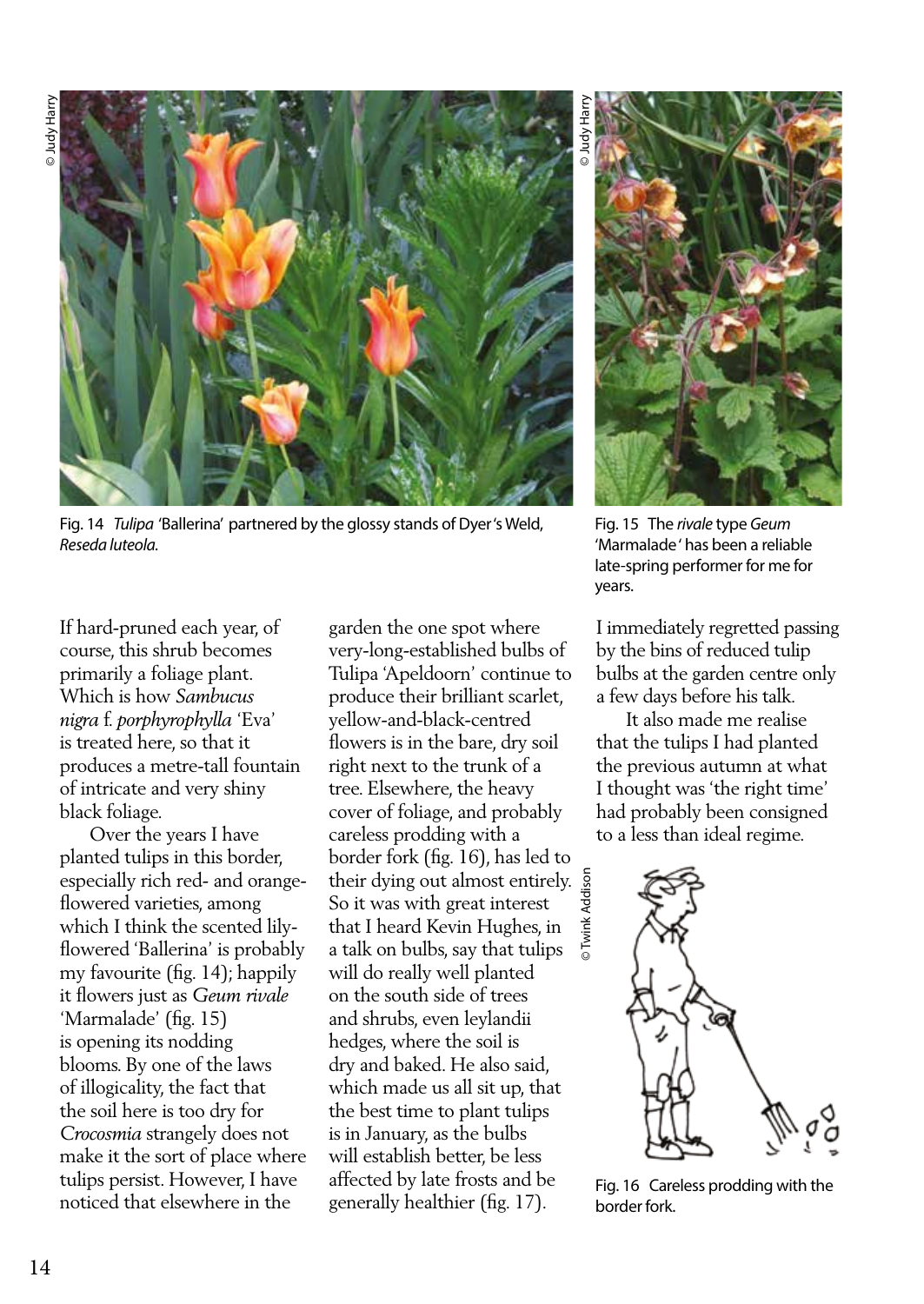Fig. 14 *Tulipa* 'Ballerina' partnered by the glossy stands of Dyer's Weld, *Reseda luteola.*

Fig. 15 The *rivale* type *Geum* 'Marmalade' has been a reliable late-spring performer for me for years.

If hard-pruned each year, of course, this shrub becomes primarily a foliage plant. Which is how *Sambucus nigra* f. *porphyrophylla* 'Eva' is treated here, so that it produces a metre-tall fountain of intricate and very shiny black foliage.

Over the years I have planted tulips in this border, especially rich red- and orange-flowered varieties, among which I think the scented lily-flowered 'Ballerina' is probably my favourite (fig. 14); happily it flowers just as *Geum rivale* 'Marmalade' (fig. 15) is opening its nodding blooms. By one of the laws of illogicality, the fact that the soil here is too dry for *Crocosmia* strangely does not make it the sort of place where tulips persist. However, I have noticed that elsewhere in the garden the one spot where very-long-established bulbs of Tulipa 'Apeldoorn' continue to produce their brilliant scarlet, yellow-and-black-centred flowers is in the bare, dry soil right next to the trunk of a tree. Elsewhere, the heavy cover of foliage, and probably careless prodding with a border fork (fig. 16), has led to their dying out almost entirely. So it was with great interest that I heard Kevin Hughes, in a talk on bulbs, say that tulips will do really well planted on the south side of trees and shrubs, even leylandii hedges, where the soil is dry and baked. He also said, which made us all sit up, that the best time to plant tulips is in January, as the bulbs will establish better, be less affected by late frosts and be generally healthier (fig. 17). I immediately regretted passing by the bins of reduced tulip bulbs at the garden centre only a few days before his talk.

It also made me realise that the tulips I had planted the previous autumn at what I thought was 'the right time' had probably been consigned to a less than ideal regime.

Fig. 16 Careless prodding with the border fork.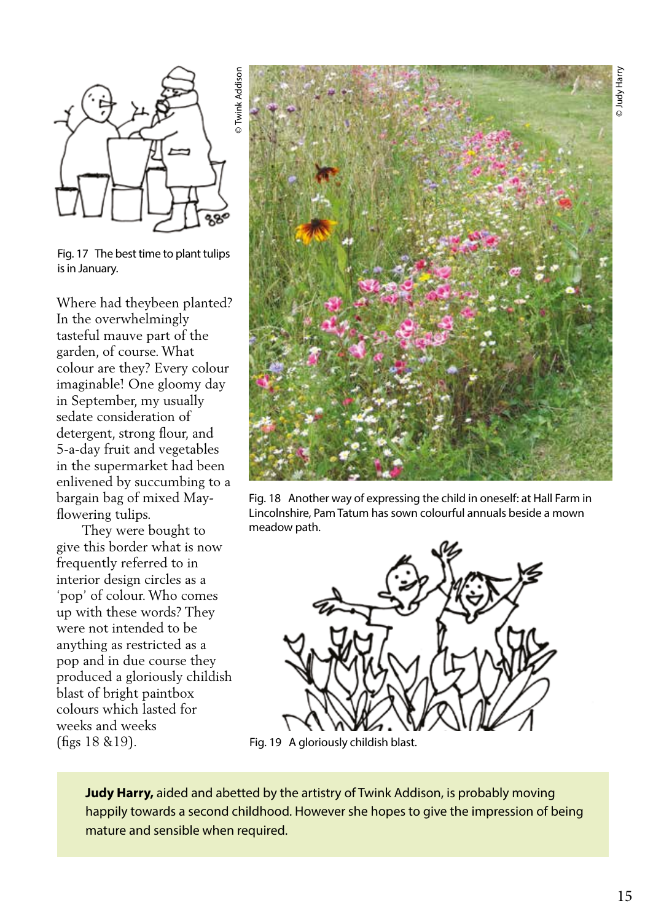Fig. 17 The best time to plant tulips is in January.

Where had theybeen planted? In the overwhelmingly tasteful mauve part of the garden, of course. What colour are they? Every colour imaginable! One gloomy day in September, my usually sedate consideration of detergent, strong flour, and 5-a-day fruit and vegetables in the supermarket had been enlivened by succumbing to a bargain bag of mixed May-flowering tulips.

They were bought to give this border what is now frequently referred to in interior design circles as a 'pop' of colour. Who comes up with these words? They were not intended to be anything as restricted as a pop and in due course they produced a gloriously childish blast of bright paintbox colours which lasted for weeks and weeks (figs 18 &19).

Fig. 18 Another way of expressing the child in oneself: at Hall Farm in Lincolnshire, Pam Tatum has sown colourful annuals beside a mown meadow path.

Fig. 19 A gloriously childish blast.

**Judy Harry,** aided and abetted by the artistry of Twink Addison, is probably moving happily towards a second childhood. However she hopes to give the impression of being mature and sensible when required.